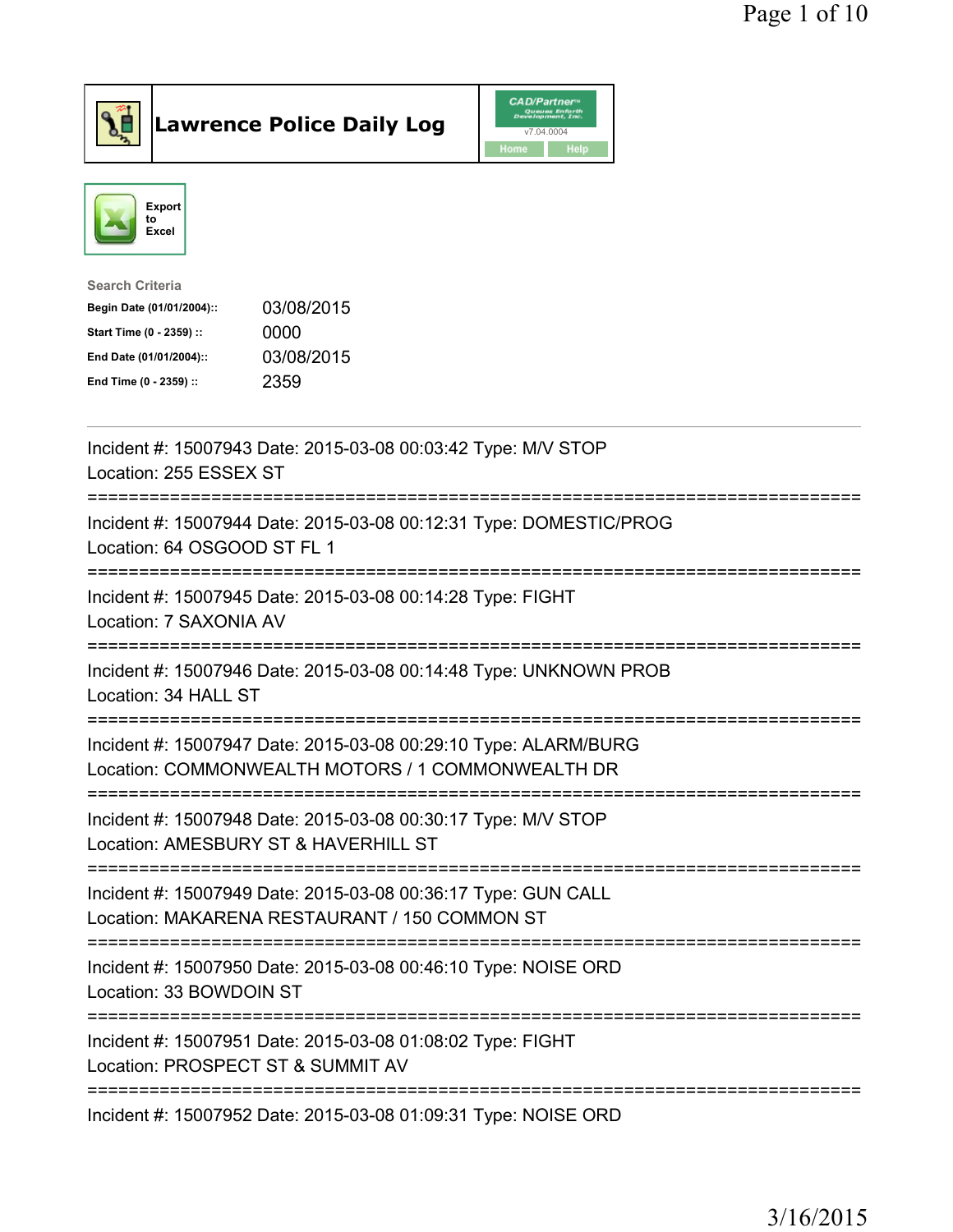# Lawrence Police Daily Log

CAD/Partner v7.04.0004

Home Help

Export to Excel

**Search Criteria**

| | |
|---|---|
| **Begin Date (01/01/2004)::** | 03/08/2015 |
| **Start Time (0 - 2359) ::** | 0000 |
| **End Date (01/01/2004)::** | 03/08/2015 |
| **End Time (0 - 2359) ::** | 2359 |

---

Incident #: 15007943 Date: 2015-03-08 00:03:42 Type: M/V STOP
Location: 255 ESSEX ST

===========================================================================

Incident #: 15007944 Date: 2015-03-08 00:12:31 Type: DOMESTIC/PROG
Location: 64 OSGOOD ST FL 1

===========================================================================

Incident #: 15007945 Date: 2015-03-08 00:14:28 Type: FIGHT
Location: 7 SAXONIA AV

===========================================================================

Incident #: 15007946 Date: 2015-03-08 00:14:48 Type: UNKNOWN PROB
Location: 34 HALL ST

===========================================================================

Incident #: 15007947 Date: 2015-03-08 00:29:10 Type: ALARM/BURG
Location: COMMONWEALTH MOTORS / 1 COMMONWEALTH DR

===========================================================================

Incident #: 15007948 Date: 2015-03-08 00:30:17 Type: M/V STOP
Location: AMESBURY ST & HAVERHILL ST

===========================================================================

Incident #: 15007949 Date: 2015-03-08 00:36:17 Type: GUN CALL
Location: MAKARENA RESTAURANT / 150 COMMON ST

===========================================================================

Incident #: 15007950 Date: 2015-03-08 00:46:10 Type: NOISE ORD
Location: 33 BOWDOIN ST

===========================================================================

Incident #: 15007951 Date: 2015-03-08 01:08:02 Type: FIGHT
Location: PROSPECT ST & SUMMIT AV

===========================================================================

Incident #: 15007952 Date: 2015-03-08 01:09:31 Type: NOISE ORD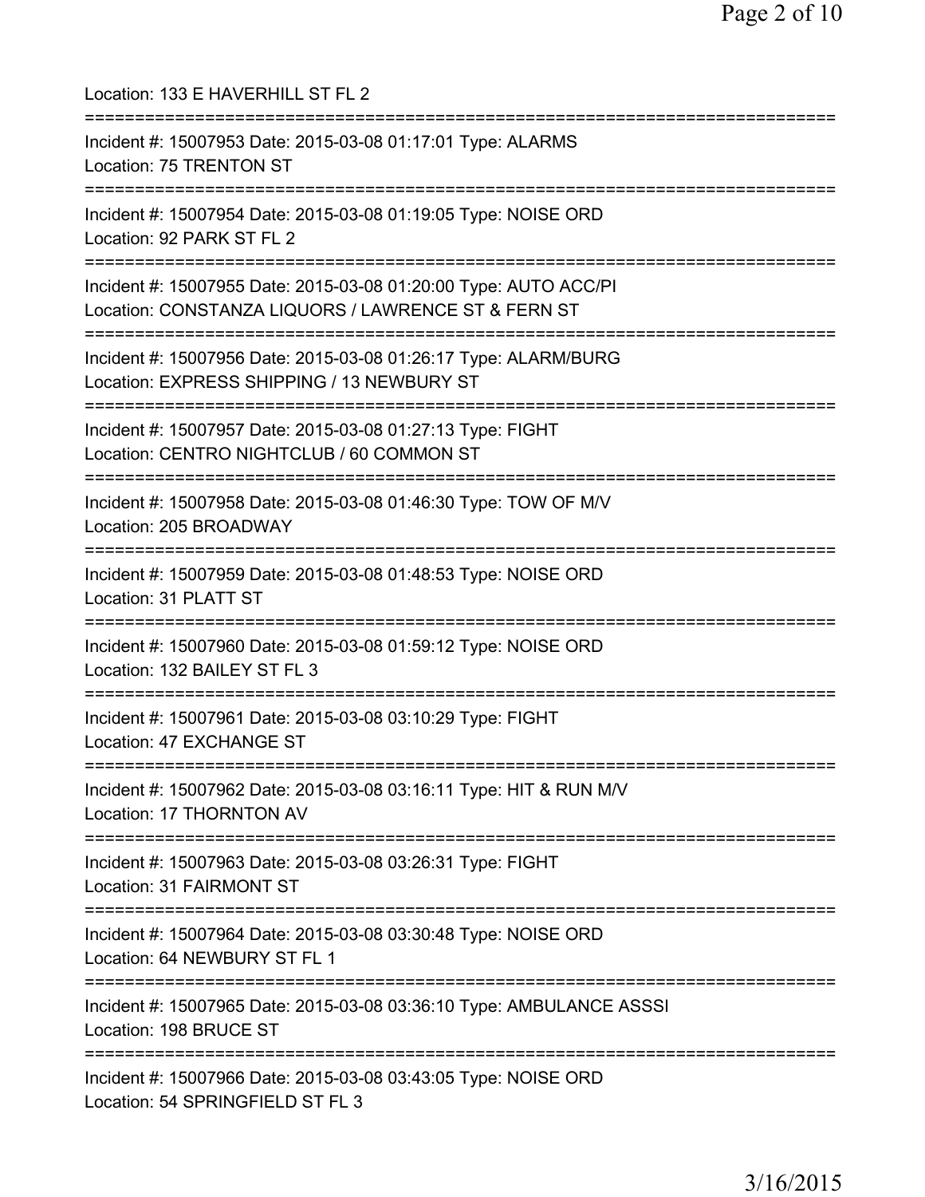Location: 133 E HAVERHILL ST FL 2

===========================================================================

Incident #: 15007953 Date: 2015-03-08 01:17:01 Type: ALARMS
Location: 75 TRENTON ST

===========================================================================

Incident #: 15007954 Date: 2015-03-08 01:19:05 Type: NOISE ORD
Location: 92 PARK ST FL 2

===========================================================================

Incident #: 15007955 Date: 2015-03-08 01:20:00 Type: AUTO ACC/PI
Location: CONSTANZA LIQUORS / LAWRENCE ST & FERN ST

===========================================================================

Incident #: 15007956 Date: 2015-03-08 01:26:17 Type: ALARM/BURG
Location: EXPRESS SHIPPING / 13 NEWBURY ST

===========================================================================

Incident #: 15007957 Date: 2015-03-08 01:27:13 Type: FIGHT
Location: CENTRO NIGHTCLUB / 60 COMMON ST

===========================================================================

Incident #: 15007958 Date: 2015-03-08 01:46:30 Type: TOW OF M/V
Location: 205 BROADWAY

===========================================================================

Incident #: 15007959 Date: 2015-03-08 01:48:53 Type: NOISE ORD
Location: 31 PLATT ST

===========================================================================

Incident #: 15007960 Date: 2015-03-08 01:59:12 Type: NOISE ORD
Location: 132 BAILEY ST FL 3

===========================================================================

Incident #: 15007961 Date: 2015-03-08 03:10:29 Type: FIGHT
Location: 47 EXCHANGE ST

===========================================================================

Incident #: 15007962 Date: 2015-03-08 03:16:11 Type: HIT & RUN M/V
Location: 17 THORNTON AV

===========================================================================

Incident #: 15007963 Date: 2015-03-08 03:26:31 Type: FIGHT
Location: 31 FAIRMONT ST

===========================================================================

Incident #: 15007964 Date: 2015-03-08 03:30:48 Type: NOISE ORD
Location: 64 NEWBURY ST FL 1

===========================================================================

Incident #: 15007965 Date: 2015-03-08 03:36:10 Type: AMBULANCE ASSSI
Location: 198 BRUCE ST

===========================================================================

Incident #: 15007966 Date: 2015-03-08 03:43:05 Type: NOISE ORD
Location: 54 SPRINGFIELD ST FL 3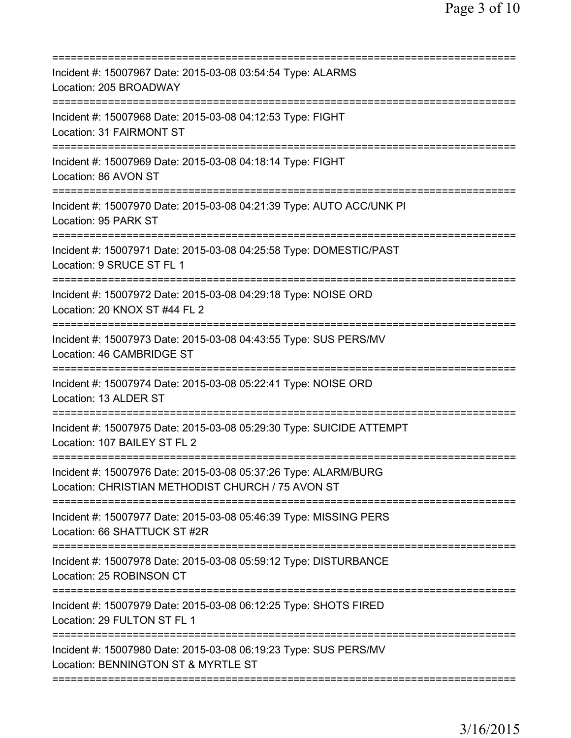===========================================================================
Incident #: 15007967 Date: 2015-03-08 03:54:54 Type: ALARMS
Location: 205 BROADWAY
===========================================================================
Incident #: 15007968 Date: 2015-03-08 04:12:53 Type: FIGHT
Location: 31 FAIRMONT ST
===========================================================================
Incident #: 15007969 Date: 2015-03-08 04:18:14 Type: FIGHT
Location: 86 AVON ST
===========================================================================
Incident #: 15007970 Date: 2015-03-08 04:21:39 Type: AUTO ACC/UNK PI
Location: 95 PARK ST
===========================================================================
Incident #: 15007971 Date: 2015-03-08 04:25:58 Type: DOMESTIC/PAST
Location: 9 SRUCE ST FL 1
===========================================================================
Incident #: 15007972 Date: 2015-03-08 04:29:18 Type: NOISE ORD
Location: 20 KNOX ST #44 FL 2
===========================================================================
Incident #: 15007973 Date: 2015-03-08 04:43:55 Type: SUS PERS/MV
Location: 46 CAMBRIDGE ST
===========================================================================
Incident #: 15007974 Date: 2015-03-08 05:22:41 Type: NOISE ORD
Location: 13 ALDER ST
===========================================================================
Incident #: 15007975 Date: 2015-03-08 05:29:30 Type: SUICIDE ATTEMPT
Location: 107 BAILEY ST FL 2
===========================================================================
Incident #: 15007976 Date: 2015-03-08 05:37:26 Type: ALARM/BURG
Location: CHRISTIAN METHODIST CHURCH / 75 AVON ST
===========================================================================
Incident #: 15007977 Date: 2015-03-08 05:46:39 Type: MISSING PERS
Location: 66 SHATTUCK ST #2R
===========================================================================
Incident #: 15007978 Date: 2015-03-08 05:59:12 Type: DISTURBANCE
Location: 25 ROBINSON CT
===========================================================================
Incident #: 15007979 Date: 2015-03-08 06:12:25 Type: SHOTS FIRED
Location: 29 FULTON ST FL 1
===========================================================================
Incident #: 15007980 Date: 2015-03-08 06:19:23 Type: SUS PERS/MV
Location: BENNINGTON ST & MYRTLE ST
===========================================================================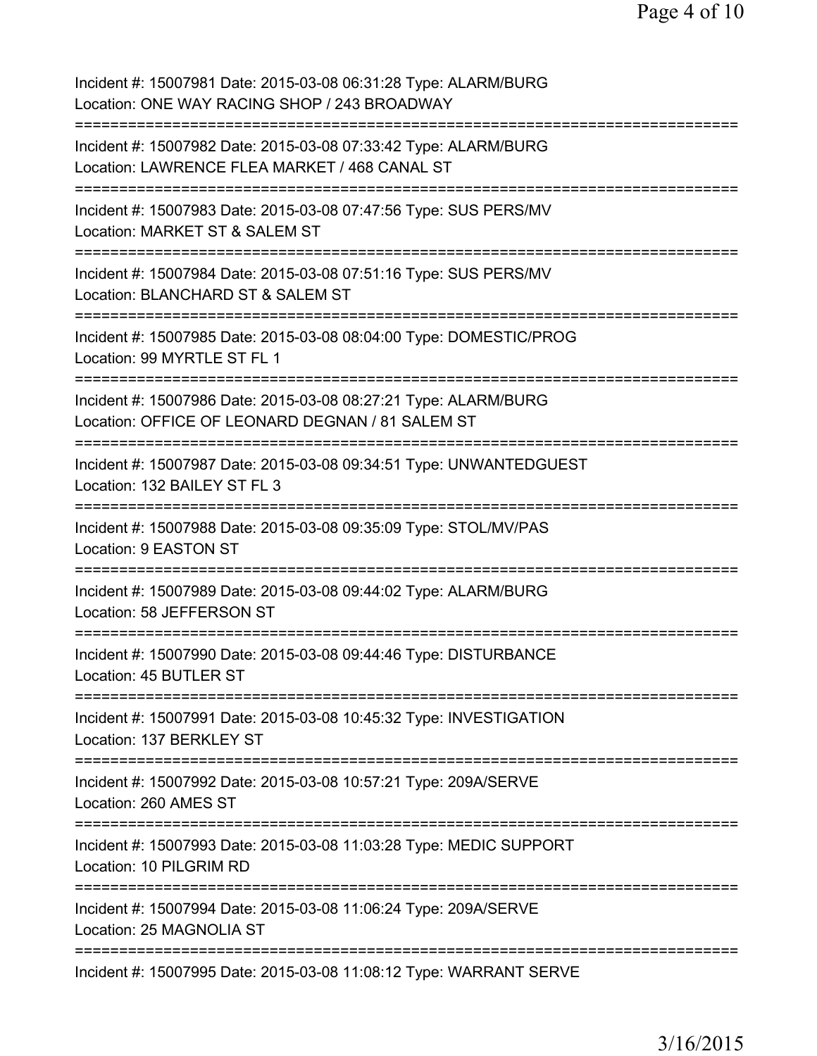Incident #: 15007981 Date: 2015-03-08 06:31:28 Type: ALARM/BURG
Location: ONE WAY RACING SHOP / 243 BROADWAY

===========================================================================

Incident #: 15007982 Date: 2015-03-08 07:33:42 Type: ALARM/BURG
Location: LAWRENCE FLEA MARKET / 468 CANAL ST

===========================================================================

Incident #: 15007983 Date: 2015-03-08 07:47:56 Type: SUS PERS/MV
Location: MARKET ST & SALEM ST

===========================================================================

Incident #: 15007984 Date: 2015-03-08 07:51:16 Type: SUS PERS/MV
Location: BLANCHARD ST & SALEM ST

===========================================================================

Incident #: 15007985 Date: 2015-03-08 08:04:00 Type: DOMESTIC/PROG
Location: 99 MYRTLE ST FL 1

===========================================================================

Incident #: 15007986 Date: 2015-03-08 08:27:21 Type: ALARM/BURG
Location: OFFICE OF LEONARD DEGNAN / 81 SALEM ST

===========================================================================

Incident #: 15007987 Date: 2015-03-08 09:34:51 Type: UNWANTEDGUEST
Location: 132 BAILEY ST FL 3

===========================================================================

Incident #: 15007988 Date: 2015-03-08 09:35:09 Type: STOL/MV/PAS
Location: 9 EASTON ST

===========================================================================

Incident #: 15007989 Date: 2015-03-08 09:44:02 Type: ALARM/BURG
Location: 58 JEFFERSON ST

===========================================================================

Incident #: 15007990 Date: 2015-03-08 09:44:46 Type: DISTURBANCE
Location: 45 BUTLER ST

===========================================================================

Incident #: 15007991 Date: 2015-03-08 10:45:32 Type: INVESTIGATION
Location: 137 BERKLEY ST

===========================================================================

Incident #: 15007992 Date: 2015-03-08 10:57:21 Type: 209A/SERVE
Location: 260 AMES ST

===========================================================================

Incident #: 15007993 Date: 2015-03-08 11:03:28 Type: MEDIC SUPPORT
Location: 10 PILGRIM RD

===========================================================================

Incident #: 15007994 Date: 2015-03-08 11:06:24 Type: 209A/SERVE
Location: 25 MAGNOLIA ST

===========================================================================

Incident #: 15007995 Date: 2015-03-08 11:08:12 Type: WARRANT SERVE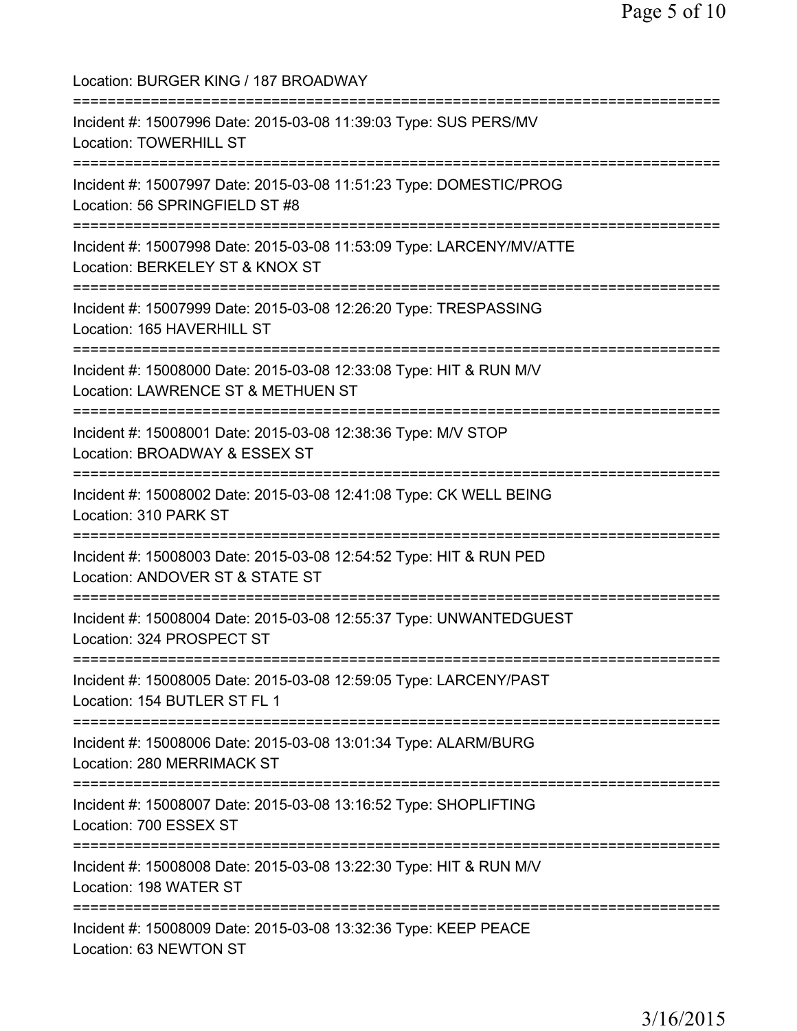Location: BURGER KING / 187 BROADWAY

===========================================================================

Incident #: 15007996 Date: 2015-03-08 11:39:03 Type: SUS PERS/MV
Location: TOWERHILL ST

===========================================================================

Incident #: 15007997 Date: 2015-03-08 11:51:23 Type: DOMESTIC/PROG
Location: 56 SPRINGFIELD ST #8

===========================================================================

Incident #: 15007998 Date: 2015-03-08 11:53:09 Type: LARCENY/MV/ATTE
Location: BERKELEY ST & KNOX ST

===========================================================================

Incident #: 15007999 Date: 2015-03-08 12:26:20 Type: TRESPASSING
Location: 165 HAVERHILL ST

===========================================================================

Incident #: 15008000 Date: 2015-03-08 12:33:08 Type: HIT & RUN M/V
Location: LAWRENCE ST & METHUEN ST

===========================================================================

Incident #: 15008001 Date: 2015-03-08 12:38:36 Type: M/V STOP
Location: BROADWAY & ESSEX ST

===========================================================================

Incident #: 15008002 Date: 2015-03-08 12:41:08 Type: CK WELL BEING
Location: 310 PARK ST

===========================================================================

Incident #: 15008003 Date: 2015-03-08 12:54:52 Type: HIT & RUN PED
Location: ANDOVER ST & STATE ST

===========================================================================

Incident #: 15008004 Date: 2015-03-08 12:55:37 Type: UNWANTEDGUEST
Location: 324 PROSPECT ST

===========================================================================

Incident #: 15008005 Date: 2015-03-08 12:59:05 Type: LARCENY/PAST
Location: 154 BUTLER ST FL 1

===========================================================================

Incident #: 15008006 Date: 2015-03-08 13:01:34 Type: ALARM/BURG
Location: 280 MERRIMACK ST

===========================================================================

Incident #: 15008007 Date: 2015-03-08 13:16:52 Type: SHOPLIFTING
Location: 700 ESSEX ST

===========================================================================

Incident #: 15008008 Date: 2015-03-08 13:22:30 Type: HIT & RUN M/V
Location: 198 WATER ST

===========================================================================

Incident #: 15008009 Date: 2015-03-08 13:32:36 Type: KEEP PEACE
Location: 63 NEWTON ST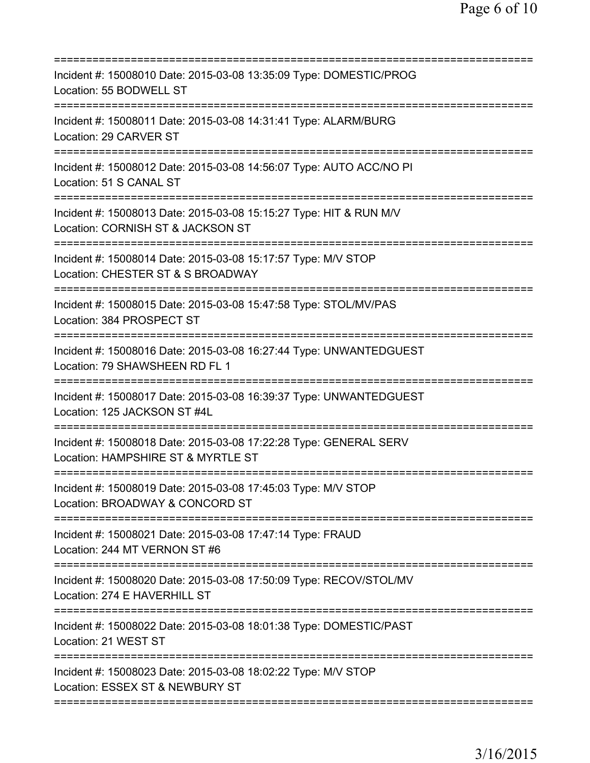===========================================================================
Incident #: 15008010 Date: 2015-03-08 13:35:09 Type: DOMESTIC/PROG
Location: 55 BODWELL ST
===========================================================================
Incident #: 15008011 Date: 2015-03-08 14:31:41 Type: ALARM/BURG
Location: 29 CARVER ST
===========================================================================
Incident #: 15008012 Date: 2015-03-08 14:56:07 Type: AUTO ACC/NO PI
Location: 51 S CANAL ST
===========================================================================
Incident #: 15008013 Date: 2015-03-08 15:15:27 Type: HIT & RUN M/V
Location: CORNISH ST & JACKSON ST
===========================================================================
Incident #: 15008014 Date: 2015-03-08 15:17:57 Type: M/V STOP
Location: CHESTER ST & S BROADWAY
===========================================================================
Incident #: 15008015 Date: 2015-03-08 15:47:58 Type: STOL/MV/PAS
Location: 384 PROSPECT ST
===========================================================================
Incident #: 15008016 Date: 2015-03-08 16:27:44 Type: UNWANTEDGUEST
Location: 79 SHAWSHEEN RD FL 1
===========================================================================
Incident #: 15008017 Date: 2015-03-08 16:39:37 Type: UNWANTEDGUEST
Location: 125 JACKSON ST #4L
===========================================================================
Incident #: 15008018 Date: 2015-03-08 17:22:28 Type: GENERAL SERV
Location: HAMPSHIRE ST & MYRTLE ST
===========================================================================
Incident #: 15008019 Date: 2015-03-08 17:45:03 Type: M/V STOP
Location: BROADWAY & CONCORD ST
===========================================================================
Incident #: 15008021 Date: 2015-03-08 17:47:14 Type: FRAUD
Location: 244 MT VERNON ST #6
===========================================================================
Incident #: 15008020 Date: 2015-03-08 17:50:09 Type: RECOV/STOL/MV
Location: 274 E HAVERHILL ST
===========================================================================
Incident #: 15008022 Date: 2015-03-08 18:01:38 Type: DOMESTIC/PAST
Location: 21 WEST ST
===========================================================================
Incident #: 15008023 Date: 2015-03-08 18:02:22 Type: M/V STOP
Location: ESSEX ST & NEWBURY ST
===========================================================================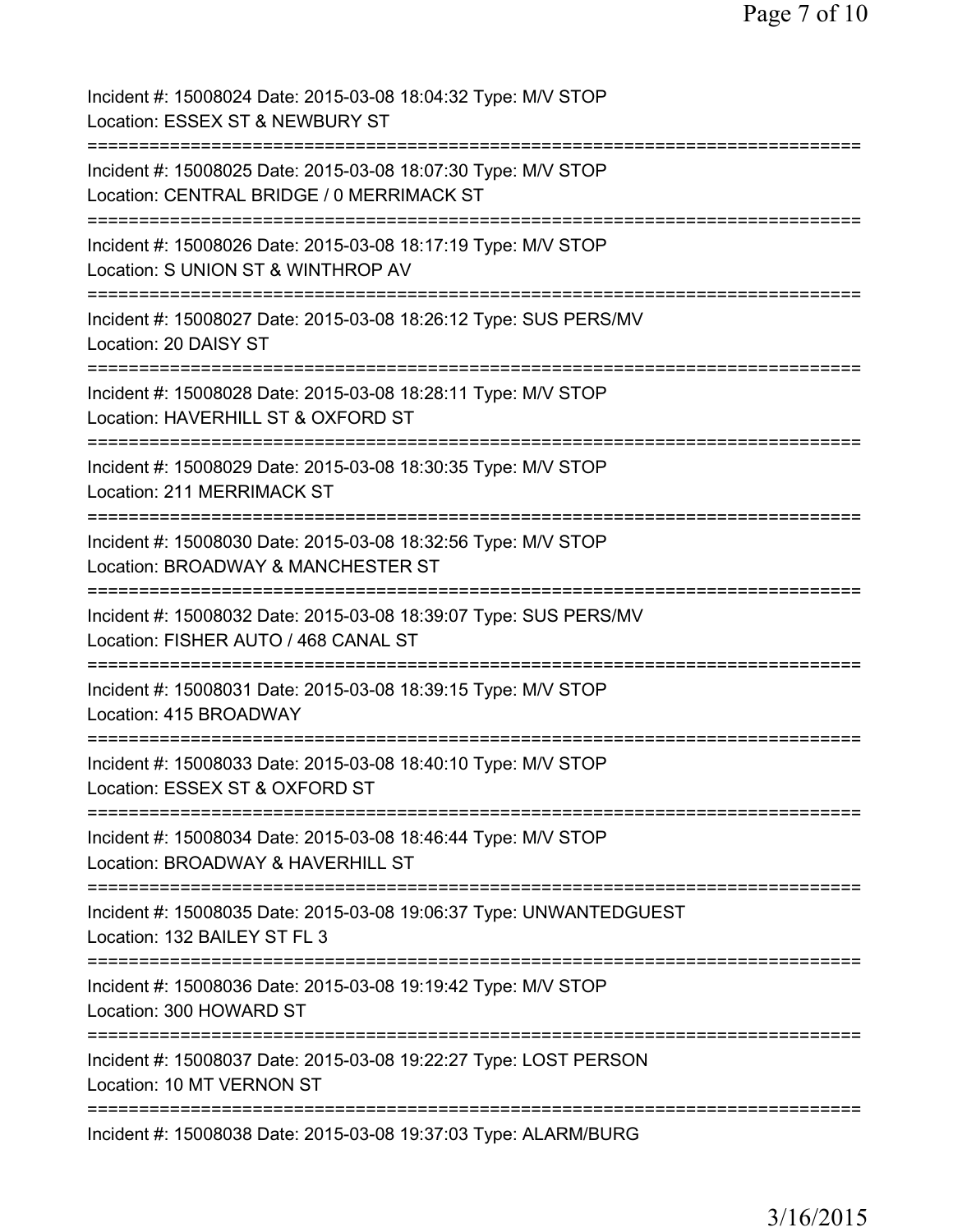Incident #: 15008024 Date: 2015-03-08 18:04:32 Type: M/V STOP
Location: ESSEX ST & NEWBURY ST
===========================================================================
Incident #: 15008025 Date: 2015-03-08 18:07:30 Type: M/V STOP
Location: CENTRAL BRIDGE / 0 MERRIMACK ST
===========================================================================
Incident #: 15008026 Date: 2015-03-08 18:17:19 Type: M/V STOP
Location: S UNION ST & WINTHROP AV
===========================================================================
Incident #: 15008027 Date: 2015-03-08 18:26:12 Type: SUS PERS/MV
Location: 20 DAISY ST
===========================================================================
Incident #: 15008028 Date: 2015-03-08 18:28:11 Type: M/V STOP
Location: HAVERHILL ST & OXFORD ST
===========================================================================
Incident #: 15008029 Date: 2015-03-08 18:30:35 Type: M/V STOP
Location: 211 MERRIMACK ST
===========================================================================
Incident #: 15008030 Date: 2015-03-08 18:32:56 Type: M/V STOP
Location: BROADWAY & MANCHESTER ST
===========================================================================
Incident #: 15008032 Date: 2015-03-08 18:39:07 Type: SUS PERS/MV
Location: FISHER AUTO / 468 CANAL ST
===========================================================================
Incident #: 15008031 Date: 2015-03-08 18:39:15 Type: M/V STOP
Location: 415 BROADWAY
===========================================================================
Incident #: 15008033 Date: 2015-03-08 18:40:10 Type: M/V STOP
Location: ESSEX ST & OXFORD ST
===========================================================================
Incident #: 15008034 Date: 2015-03-08 18:46:44 Type: M/V STOP
Location: BROADWAY & HAVERHILL ST
===========================================================================
Incident #: 15008035 Date: 2015-03-08 19:06:37 Type: UNWANTEDGUEST
Location: 132 BAILEY ST FL 3
===========================================================================
Incident #: 15008036 Date: 2015-03-08 19:19:42 Type: M/V STOP
Location: 300 HOWARD ST
===========================================================================
Incident #: 15008037 Date: 2015-03-08 19:22:27 Type: LOST PERSON
Location: 10 MT VERNON ST
===========================================================================
Incident #: 15008038 Date: 2015-03-08 19:37:03 Type: ALARM/BURG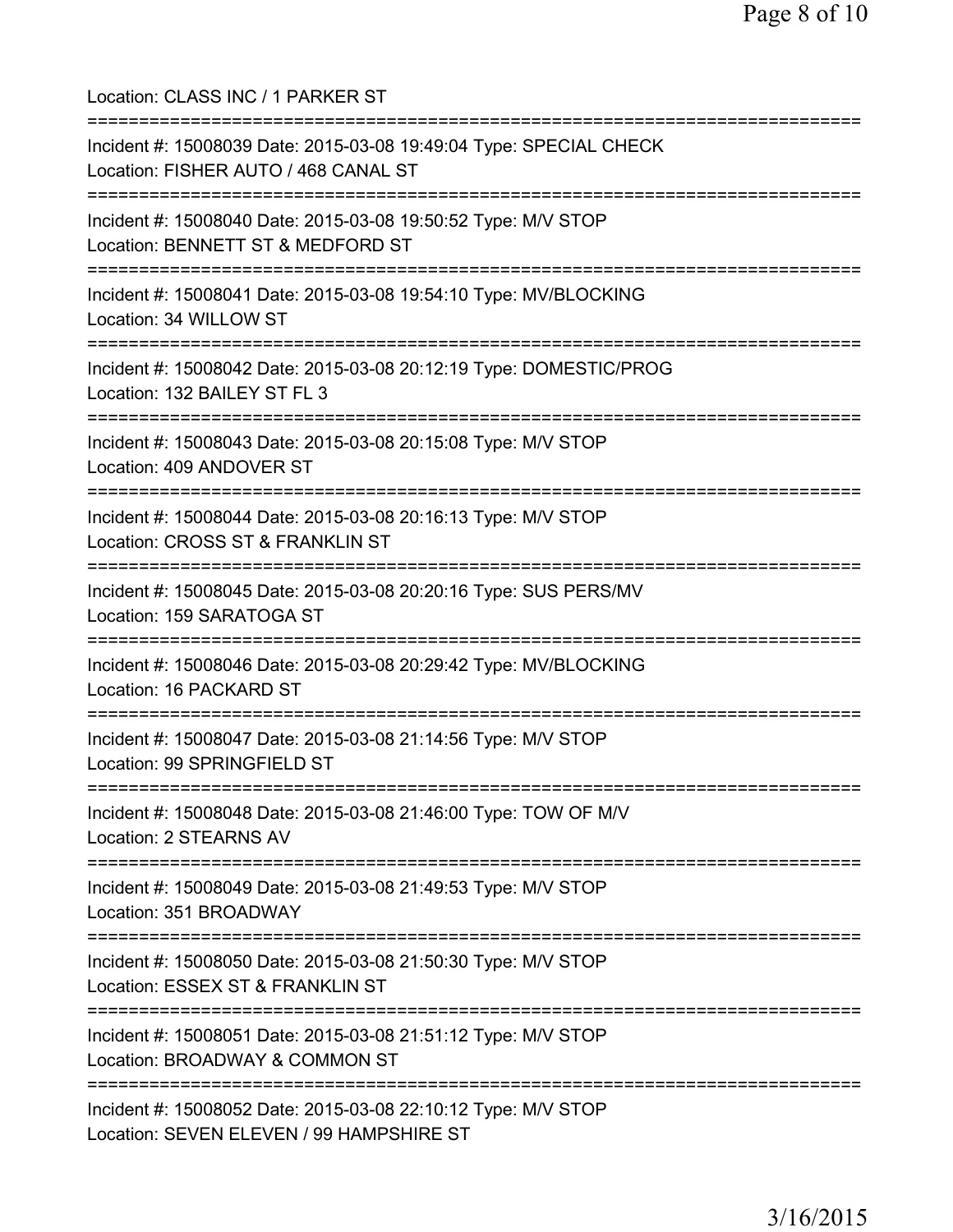Location: CLASS INC / 1 PARKER ST

===========================================================================

Incident #: 15008039 Date: 2015-03-08 19:49:04 Type: SPECIAL CHECK
Location: FISHER AUTO / 468 CANAL ST

===========================================================================

Incident #: 15008040 Date: 2015-03-08 19:50:52 Type: M/V STOP
Location: BENNETT ST & MEDFORD ST

===========================================================================

Incident #: 15008041 Date: 2015-03-08 19:54:10 Type: MV/BLOCKING
Location: 34 WILLOW ST

===========================================================================

Incident #: 15008042 Date: 2015-03-08 20:12:19 Type: DOMESTIC/PROG
Location: 132 BAILEY ST FL 3

===========================================================================

Incident #: 15008043 Date: 2015-03-08 20:15:08 Type: M/V STOP
Location: 409 ANDOVER ST

===========================================================================

Incident #: 15008044 Date: 2015-03-08 20:16:13 Type: M/V STOP
Location: CROSS ST & FRANKLIN ST

===========================================================================

Incident #: 15008045 Date: 2015-03-08 20:20:16 Type: SUS PERS/MV
Location: 159 SARATOGA ST

===========================================================================

Incident #: 15008046 Date: 2015-03-08 20:29:42 Type: MV/BLOCKING
Location: 16 PACKARD ST

===========================================================================

Incident #: 15008047 Date: 2015-03-08 21:14:56 Type: M/V STOP
Location: 99 SPRINGFIELD ST

===========================================================================

Incident #: 15008048 Date: 2015-03-08 21:46:00 Type: TOW OF M/V
Location: 2 STEARNS AV

===========================================================================

Incident #: 15008049 Date: 2015-03-08 21:49:53 Type: M/V STOP
Location: 351 BROADWAY

===========================================================================

Incident #: 15008050 Date: 2015-03-08 21:50:30 Type: M/V STOP
Location: ESSEX ST & FRANKLIN ST

===========================================================================

Incident #: 15008051 Date: 2015-03-08 21:51:12 Type: M/V STOP
Location: BROADWAY & COMMON ST

===========================================================================

Incident #: 15008052 Date: 2015-03-08 22:10:12 Type: M/V STOP
Location: SEVEN ELEVEN / 99 HAMPSHIRE ST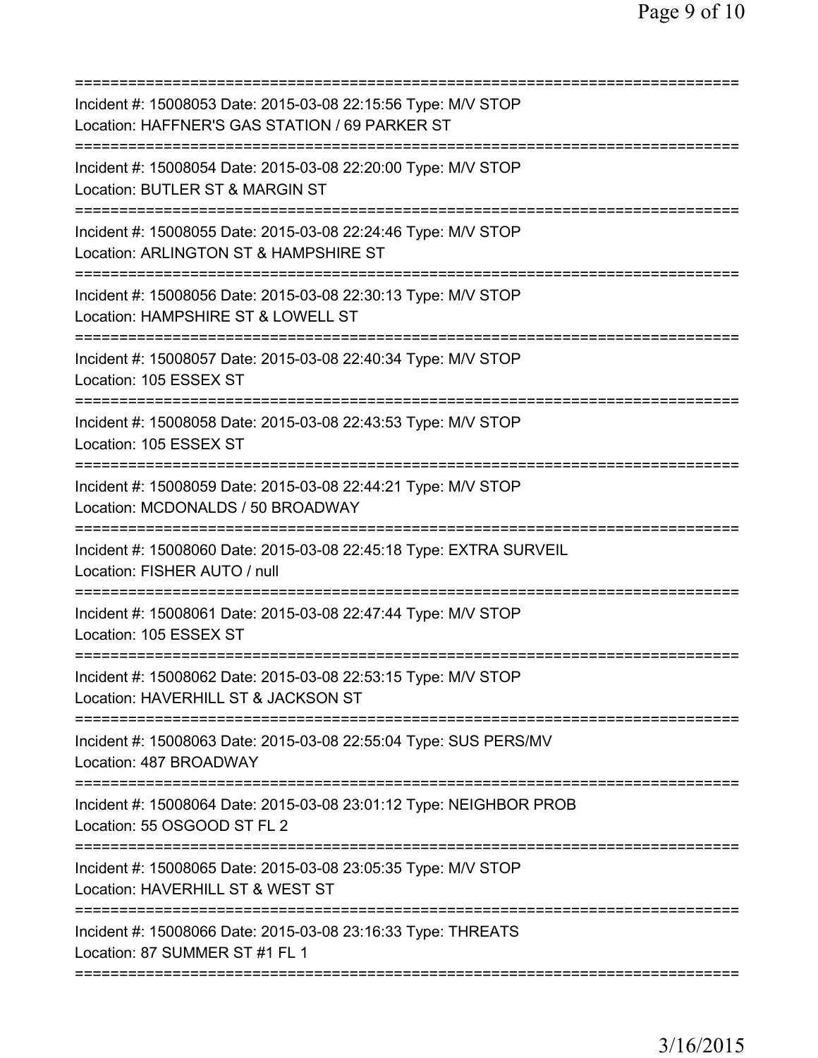===========================================================================
Incident #: 15008053 Date: 2015-03-08 22:15:56 Type: M/V STOP
Location: HAFFNER'S GAS STATION / 69 PARKER ST
===========================================================================
Incident #: 15008054 Date: 2015-03-08 22:20:00 Type: M/V STOP
Location: BUTLER ST & MARGIN ST
===========================================================================
Incident #: 15008055 Date: 2015-03-08 22:24:46 Type: M/V STOP
Location: ARLINGTON ST & HAMPSHIRE ST
===========================================================================
Incident #: 15008056 Date: 2015-03-08 22:30:13 Type: M/V STOP
Location: HAMPSHIRE ST & LOWELL ST
===========================================================================
Incident #: 15008057 Date: 2015-03-08 22:40:34 Type: M/V STOP
Location: 105 ESSEX ST
===========================================================================
Incident #: 15008058 Date: 2015-03-08 22:43:53 Type: M/V STOP
Location: 105 ESSEX ST
===========================================================================
Incident #: 15008059 Date: 2015-03-08 22:44:21 Type: M/V STOP
Location: MCDONALDS / 50 BROADWAY
===========================================================================
Incident #: 15008060 Date: 2015-03-08 22:45:18 Type: EXTRA SURVEIL
Location: FISHER AUTO / null
===========================================================================
Incident #: 15008061 Date: 2015-03-08 22:47:44 Type: M/V STOP
Location: 105 ESSEX ST
===========================================================================
Incident #: 15008062 Date: 2015-03-08 22:53:15 Type: M/V STOP
Location: HAVERHILL ST & JACKSON ST
===========================================================================
Incident #: 15008063 Date: 2015-03-08 22:55:04 Type: SUS PERS/MV
Location: 487 BROADWAY
===========================================================================
Incident #: 15008064 Date: 2015-03-08 23:01:12 Type: NEIGHBOR PROB
Location: 55 OSGOOD ST FL 2
===========================================================================
Incident #: 15008065 Date: 2015-03-08 23:05:35 Type: M/V STOP
Location: HAVERHILL ST & WEST ST
===========================================================================
Incident #: 15008066 Date: 2015-03-08 23:16:33 Type: THREATS
Location: 87 SUMMER ST #1 FL 1
===========================================================================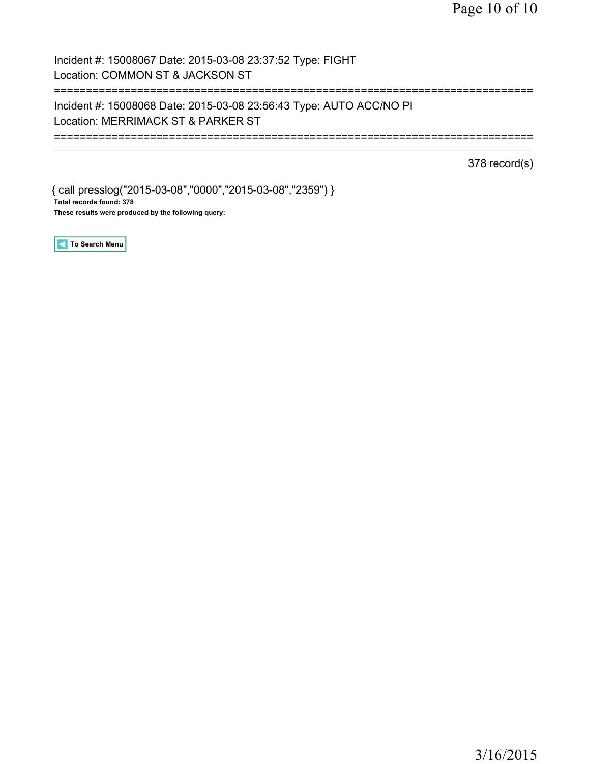Incident #: 15008067 Date: 2015-03-08 23:37:52 Type: FIGHT
Location: COMMON ST & JACKSON ST

===========================================================================

Incident #: 15008068 Date: 2015-03-08 23:56:43 Type: AUTO ACC/NO PI
Location: MERRIMACK ST & PARKER ST

===========================================================================

---

378 record(s)

{ call presslog("2015-03-08","0000","2015-03-08","2359") }

**Total records found: 378**

**These results were produced by the following query:**

**To Search Menu**